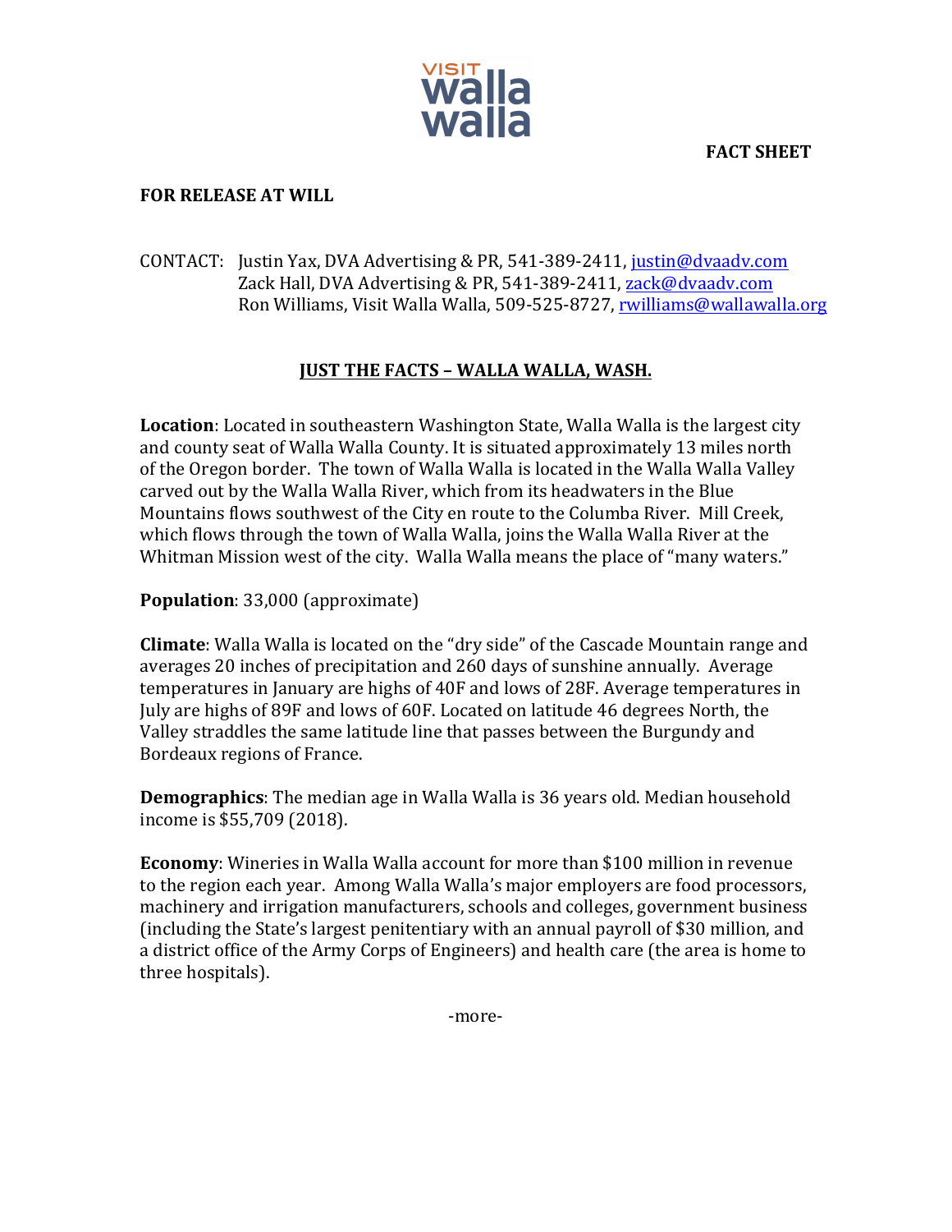VISIT walla walla

**FACT SHEET**

**FOR RELEASE AT WILL**

CONTACT: Justin Yax, DVA Advertising & PR, 541-389-2411, justin@dvaadv.com
Zack Hall, DVA Advertising & PR, 541-389-2411, zack@dvaadv.com
Ron Williams, Visit Walla Walla, 509-525-8727, rwilliams@wallawalla.org

## JUST THE FACTS – WALLA WALLA, WASH.

**Location**: Located in southeastern Washington State, Walla Walla is the largest city and county seat of Walla Walla County. It is situated approximately 13 miles north of the Oregon border. The town of Walla Walla is located in the Walla Walla Valley carved out by the Walla Walla River, which from its headwaters in the Blue Mountains flows southwest of the City en route to the Columba River. Mill Creek, which flows through the town of Walla Walla, joins the Walla Walla River at the Whitman Mission west of the city. Walla Walla means the place of "many waters."

**Population**: 33,000 (approximate)

**Climate**: Walla Walla is located on the "dry side" of the Cascade Mountain range and averages 20 inches of precipitation and 260 days of sunshine annually. Average temperatures in January are highs of 40F and lows of 28F. Average temperatures in July are highs of 89F and lows of 60F. Located on latitude 46 degrees North, the Valley straddles the same latitude line that passes between the Burgundy and Bordeaux regions of France.

**Demographics**: The median age in Walla Walla is 36 years old. Median household income is $55,709 (2018).

**Economy**: Wineries in Walla Walla account for more than $100 million in revenue to the region each year. Among Walla Walla's major employers are food processors, machinery and irrigation manufacturers, schools and colleges, government business (including the State's largest penitentiary with an annual payroll of $30 million, and a district office of the Army Corps of Engineers) and health care (the area is home to three hospitals).

-more-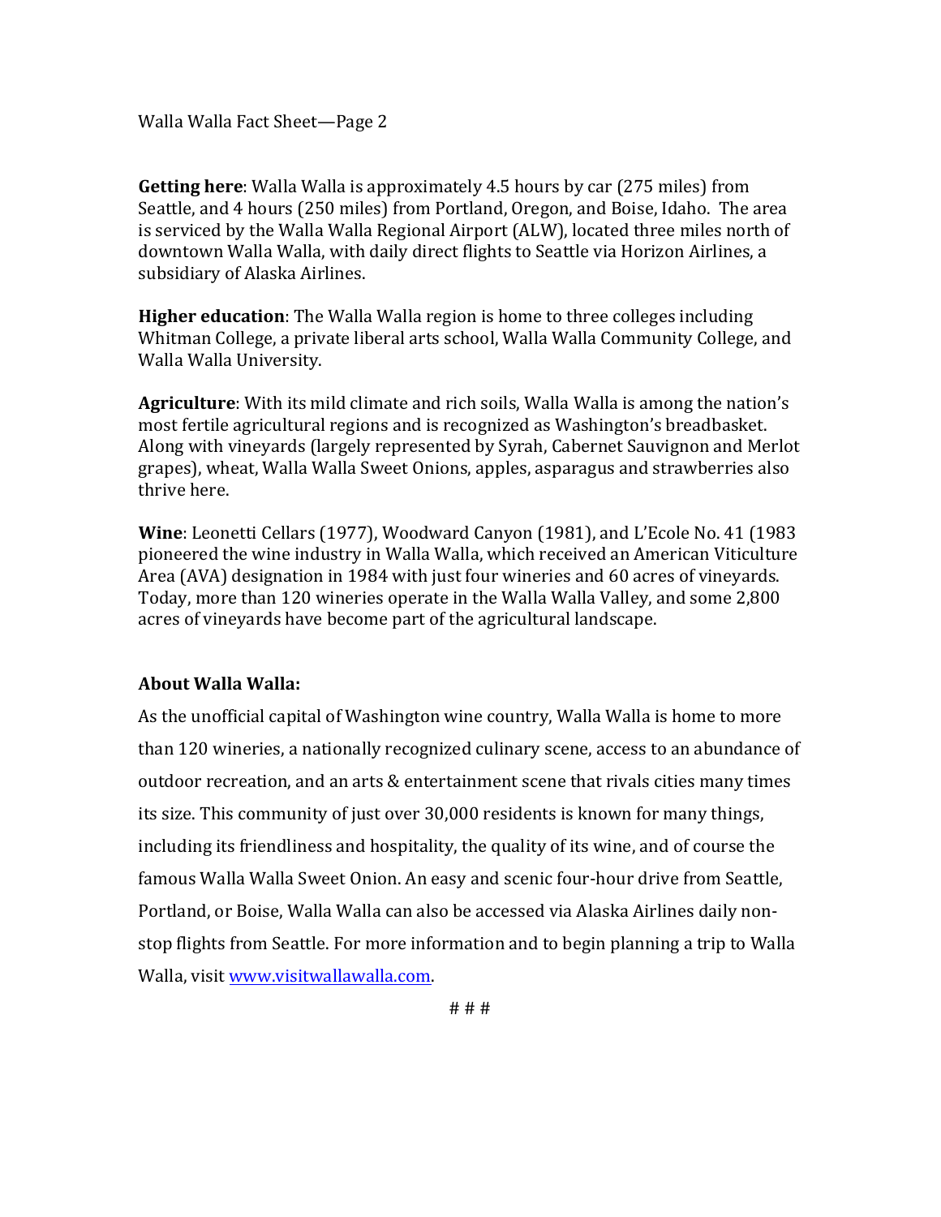**Getting here**: Walla Walla is approximately 4.5 hours by car (275 miles) from Seattle, and 4 hours (250 miles) from Portland, Oregon, and Boise, Idaho. The area is serviced by the Walla Walla Regional Airport (ALW), located three miles north of downtown Walla Walla, with daily direct flights to Seattle via Horizon Airlines, a subsidiary of Alaska Airlines.

**Higher education**: The Walla Walla region is home to three colleges including Whitman College, a private liberal arts school, Walla Walla Community College, and Walla Walla University.

**Agriculture**: With its mild climate and rich soils, Walla Walla is among the nation's most fertile agricultural regions and is recognized as Washington's breadbasket. Along with vineyards (largely represented by Syrah, Cabernet Sauvignon and Merlot grapes), wheat, Walla Walla Sweet Onions, apples, asparagus and strawberries also thrive here.

**Wine**: Leonetti Cellars (1977), Woodward Canyon (1981), and L'Ecole No. 41 (1983 pioneered the wine industry in Walla Walla, which received an American Viticulture Area (AVA) designation in 1984 with just four wineries and 60 acres of vineyards. Today, more than 120 wineries operate in the Walla Walla Valley, and some 2,800 acres of vineyards have become part of the agricultural landscape.

**About Walla Walla:**

As the unofficial capital of Washington wine country, Walla Walla is home to more than 120 wineries, a nationally recognized culinary scene, access to an abundance of outdoor recreation, and an arts & entertainment scene that rivals cities many times its size. This community of just over 30,000 residents is known for many things, including its friendliness and hospitality, the quality of its wine, and of course the famous Walla Walla Sweet Onion. An easy and scenic four-hour drive from Seattle, Portland, or Boise, Walla Walla can also be accessed via Alaska Airlines daily non-stop flights from Seattle. For more information and to begin planning a trip to Walla Walla, visit [www.visitwallawalla.com](http://www.visitwallawalla.com).

# # #